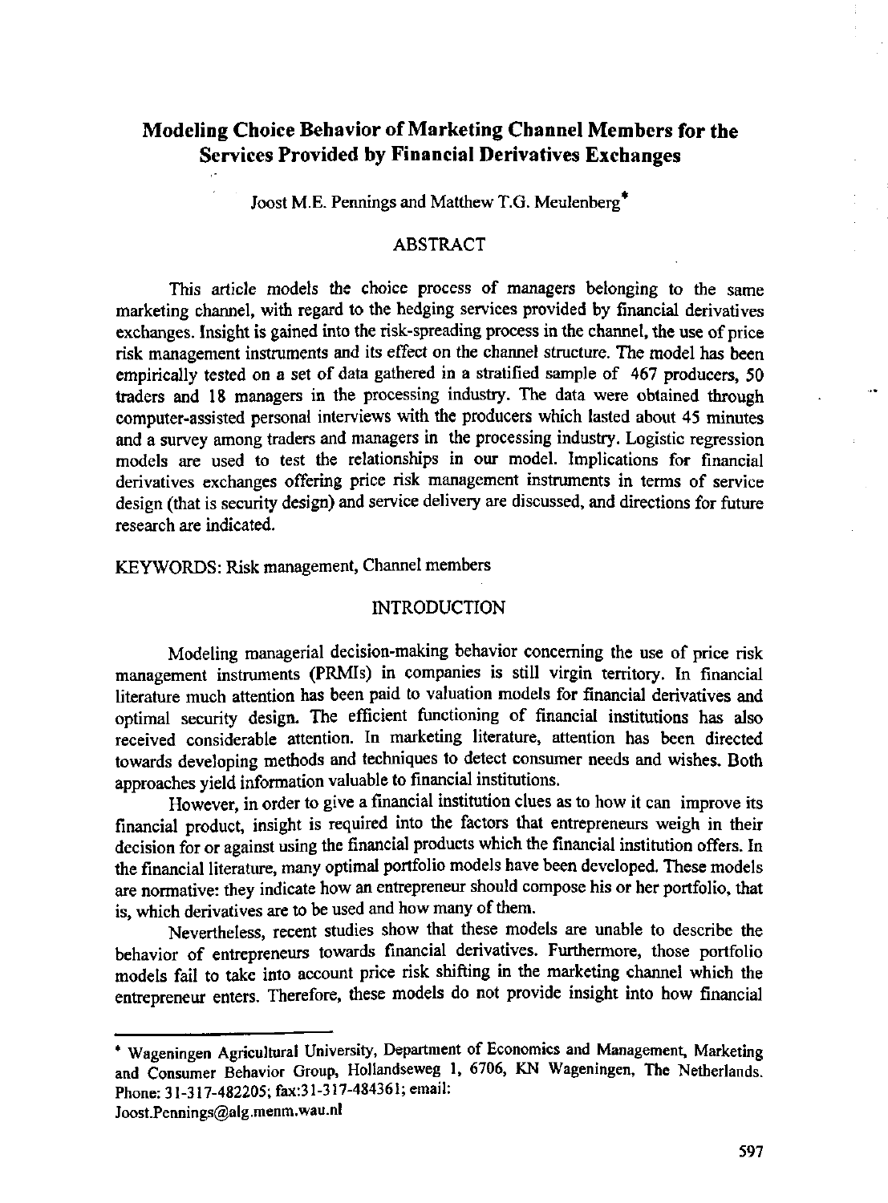# Modeling Choice Behavior of Marketing Channel Members for the Services Provided by Financial Derivatives Exchanges

Joost M.E. Pennings and Matthew T.G. Meulenberg*

## ABSTRACT

This article models the choice process of managers belonging to the same marketing channel, with regard to the hedging services provided by financial derivatives exchanges. Insight is gained into the risk-spreading process in the channel, the use of price risk management instruments and its effect on the channel structure. The model has been empirically tested on a set of data gathered in a stratified sample of 467 producers, 50 traders and 18 managers in the processing industry. The data were obtained through computer-assisted personal interviews with the producers which lasted about 45 minutes and a survey among traders and managers in the processing industry. Logistic regression models are used to test the relationships in our model. Implications for financial derivatives exchanges offering price risk management instruments in terms of service design (that is security design) and service delivery are discussed, and directions for future research are indicated.

KEYWORDS: Risk management, Channel members

## INTRODUCTION

Modeling managerial decision-making behavior concerning the use of price risk management instruments (PRMIs) in companies is still virgin territory. In financial literature much attention has been paid to valuation models for financial derivatives and optimal security design. The efficient functioning of financial institutions has also received considerable attention. In marketing literature, attention has been directed towards developing methods and techniques to detect consumer needs and wishes. Both approaches yield information valuable to financial institutions.

However, in order to give a financial institution clues as to how it can improve its financial product, insight is required into the factors that entrepreneurs weigh in their decision for or against using the financial products which the financial institution offers. In the financial literature, many optimal portfolio models have been developed. These models are normative: they indicate how an entrepreneur should compose his or her portfolio, that is, which derivatives are to be used and how many of them.

Nevertheless, recent studies show that these models are unable to describe the behavior of entrepreneurs towards financial derivatives. Furthermore, those portfolio models fail to take into account price risk shifting in the marketing channel which the entrepreneur enters. Therefore, these models do not provide insight into how financial

---

* Wageningen Agricultural University, Department of Economics and Management, Marketing and Consumer Behavior Group, Hollandseweg 1, 6706, KN Wageningen, The Netherlands. Phone: 31-317-482205; fax:31-317-484361; email: Joost.Pennings@alg.menm.wau.nl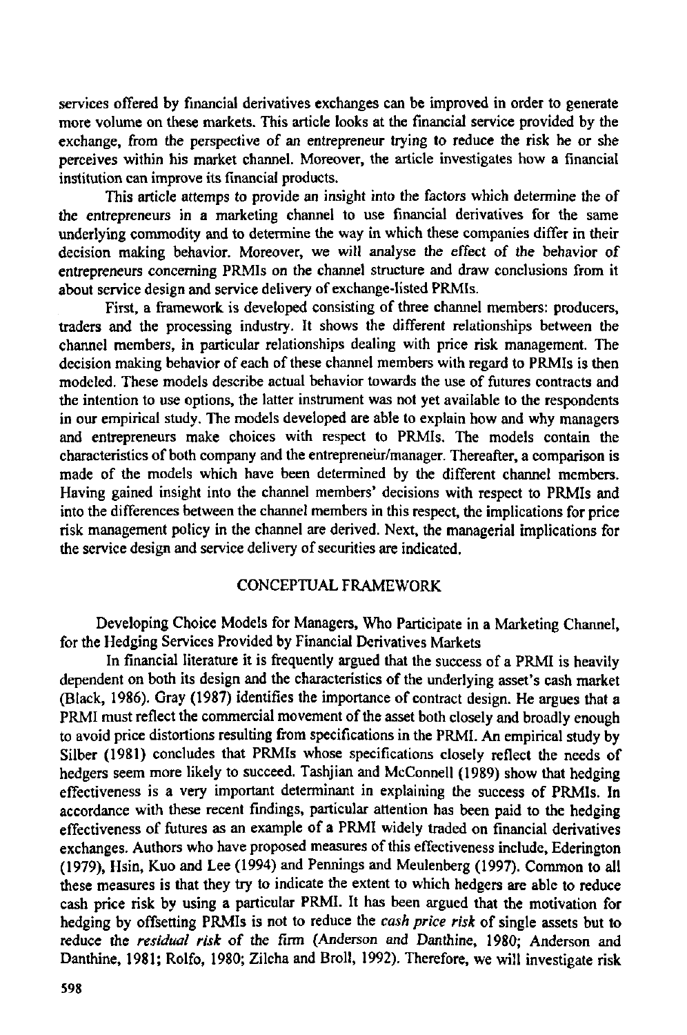services offered by financial derivatives exchanges can be improved in order to generate more volume on these markets. This article looks at the financial service provided by the exchange, from the perspective of an entrepreneur trying to reduce the risk he or she perceives within his market channel. Moreover, the article investigates how a financial institution can improve its financial products.

This article attemps to provide an insight into the factors which determine the of the entrepreneurs in a marketing channel to use financial derivatives for the same underlying commodity and to determine the way in which these companies differ in their decision making behavior. Moreover, we will analyse the effect of the behavior of entrepreneurs concerning PRMIs on the channel structure and draw conclusions from it about service design and service delivery of exchange-listed PRMIs.

First, a framework is developed consisting of three channel members: producers, traders and the processing industry. It shows the different relationships between the channel members, in particular relationships dealing with price risk management. The decision making behavior of each of these channel members with regard to PRMIs is then modeled. These models describe actual behavior towards the use of futures contracts and the intention to use options, the latter instrument was not yet available to the respondents in our empirical study. The models developed are able to explain how and why managers and entrepreneurs make choices with respect to PRMIs. The models contain the characteristics of both company and the entrepreneur/manager. Thereafter, a comparison is made of the models which have been determined by the different channel members. Having gained insight into the channel members' decisions with respect to PRMIs and into the differences between the channel members in this respect, the implications for price risk management policy in the channel are derived. Next, the managerial implications for the service design and service delivery of securities are indicated.

## CONCEPTUAL FRAMEWORK

### Developing Choice Models for Managers, Who Participate in a Marketing Channel, for the Hedging Services Provided by Financial Derivatives Markets

In financial literature it is frequently argued that the success of a PRMI is heavily dependent on both its design and the characteristics of the underlying asset's cash market (Black, 1986). Gray (1987) identifies the importance of contract design. He argues that a PRMI must reflect the commercial movement of the asset both closely and broadly enough to avoid price distortions resulting from specifications in the PRMI. An empirical study by Silber (1981) concludes that PRMIs whose specifications closely reflect the needs of hedgers seem more likely to succeed. Tashjian and McConnell (1989) show that hedging effectiveness is a very important determinant in explaining the success of PRMIs. In accordance with these recent findings, particular attention has been paid to the hedging effectiveness of futures as an example of a PRMI widely traded on financial derivatives exchanges. Authors who have proposed measures of this effectiveness include, Ederington (1979), Hsin, Kuo and Lee (1994) and Pennings and Meulenberg (1997). Common to all these measures is that they try to indicate the extent to which hedgers are able to reduce cash price risk by using a particular PRMI. It has been argued that the motivation for hedging by offsetting PRMIs is not to reduce the *cash price risk* of single assets but to reduce the *residual risk* of the firm (Anderson and Danthine, 1980; Anderson and Danthine, 1981; Rolfo, 1980; Zilcha and Broll, 1992). Therefore, we will investigate risk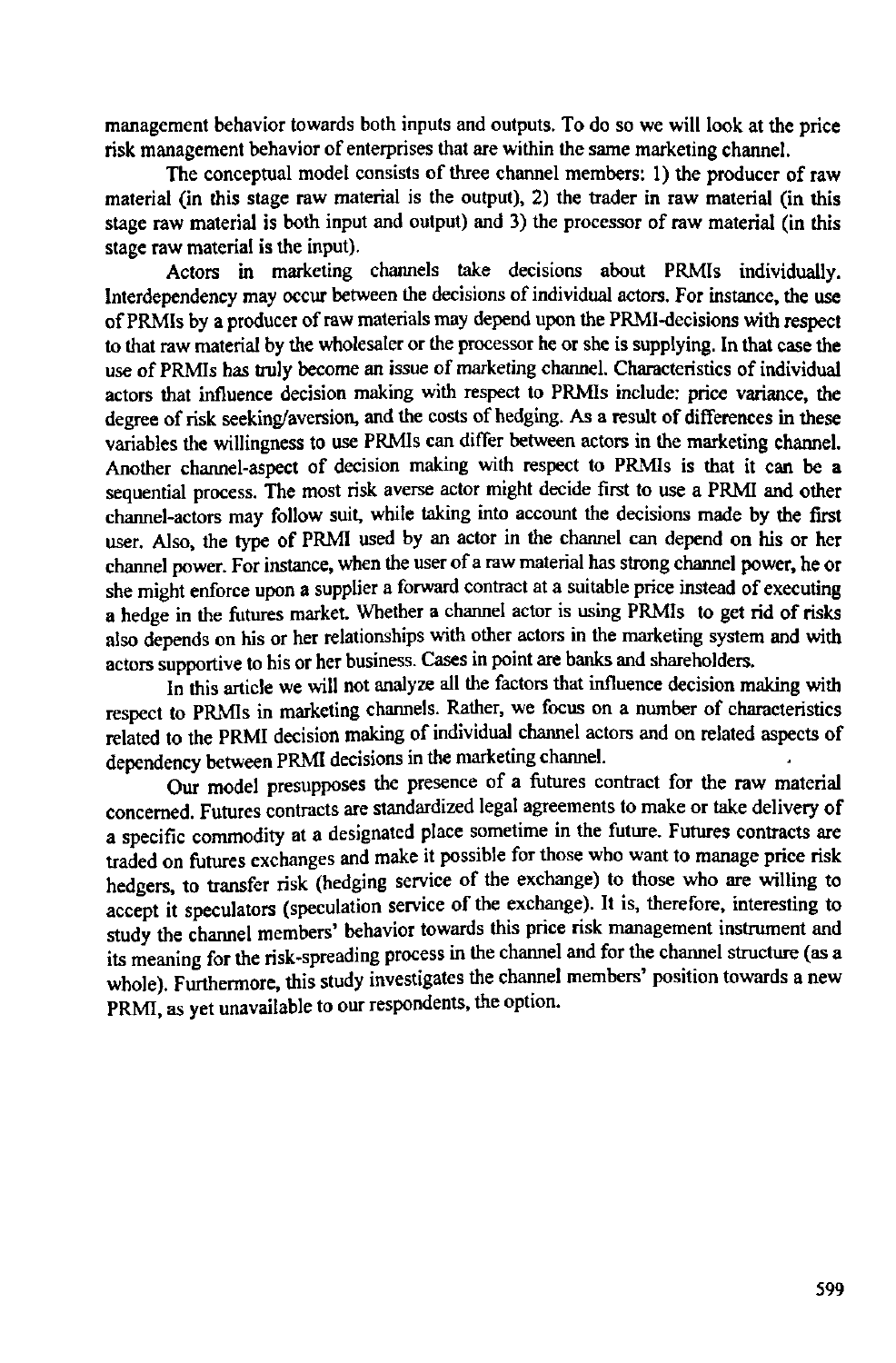management behavior towards both inputs and outputs. To do so we will look at the price risk management behavior of enterprises that are within the same marketing channel.

The conceptual model consists of three channel members: 1) the producer of raw material (in this stage raw material is the output), 2) the trader in raw material (in this stage raw material is both input and output) and 3) the processor of raw material (in this stage raw material is the input).

Actors in marketing channels take decisions about PRMIs individually. Interdependency may occur between the decisions of individual actors. For instance, the use of PRMIs by a producer of raw materials may depend upon the PRMI-decisions with respect to that raw material by the wholesaler or the processor he or she is supplying. In that case the use of PRMIs has truly become an issue of marketing channel. Characteristics of individual actors that influence decision making with respect to PRMIs include: price variance, the degree of risk seeking/aversion, and the costs of hedging. As a result of differences in these variables the willingness to use PRMIs can differ between actors in the marketing channel. Another channel-aspect of decision making with respect to PRMIs is that it can be a sequential process. The most risk averse actor might decide first to use a PRMI and other channel-actors may follow suit, while taking into account the decisions made by the first user. Also, the type of PRMI used by an actor in the channel can depend on his or her channel power. For instance, when the user of a raw material has strong channel power, he or she might enforce upon a supplier a forward contract at a suitable price instead of executing a hedge in the futures market. Whether a channel actor is using PRMIs to get rid of risks also depends on his or her relationships with other actors in the marketing system and with actors supportive to his or her business. Cases in point are banks and shareholders.

In this article we will not analyze all the factors that influence decision making with respect to PRMIs in marketing channels. Rather, we focus on a number of characteristics related to the PRMI decision making of individual channel actors and on related aspects of dependency between PRMI decisions in the marketing channel.

Our model presupposes the presence of a futures contract for the raw material concerned. Futures contracts are standardized legal agreements to make or take delivery of a specific commodity at a designated place sometime in the future. Futures contracts are traded on futures exchanges and make it possible for those who want to manage price risk hedgers, to transfer risk (hedging service of the exchange) to those who are willing to accept it speculators (speculation service of the exchange). It is, therefore, interesting to study the channel members' behavior towards this price risk management instrument and its meaning for the risk-spreading process in the channel and for the channel structure (as a whole). Furthermore, this study investigates the channel members' position towards a new PRMI, as yet unavailable to our respondents, the option.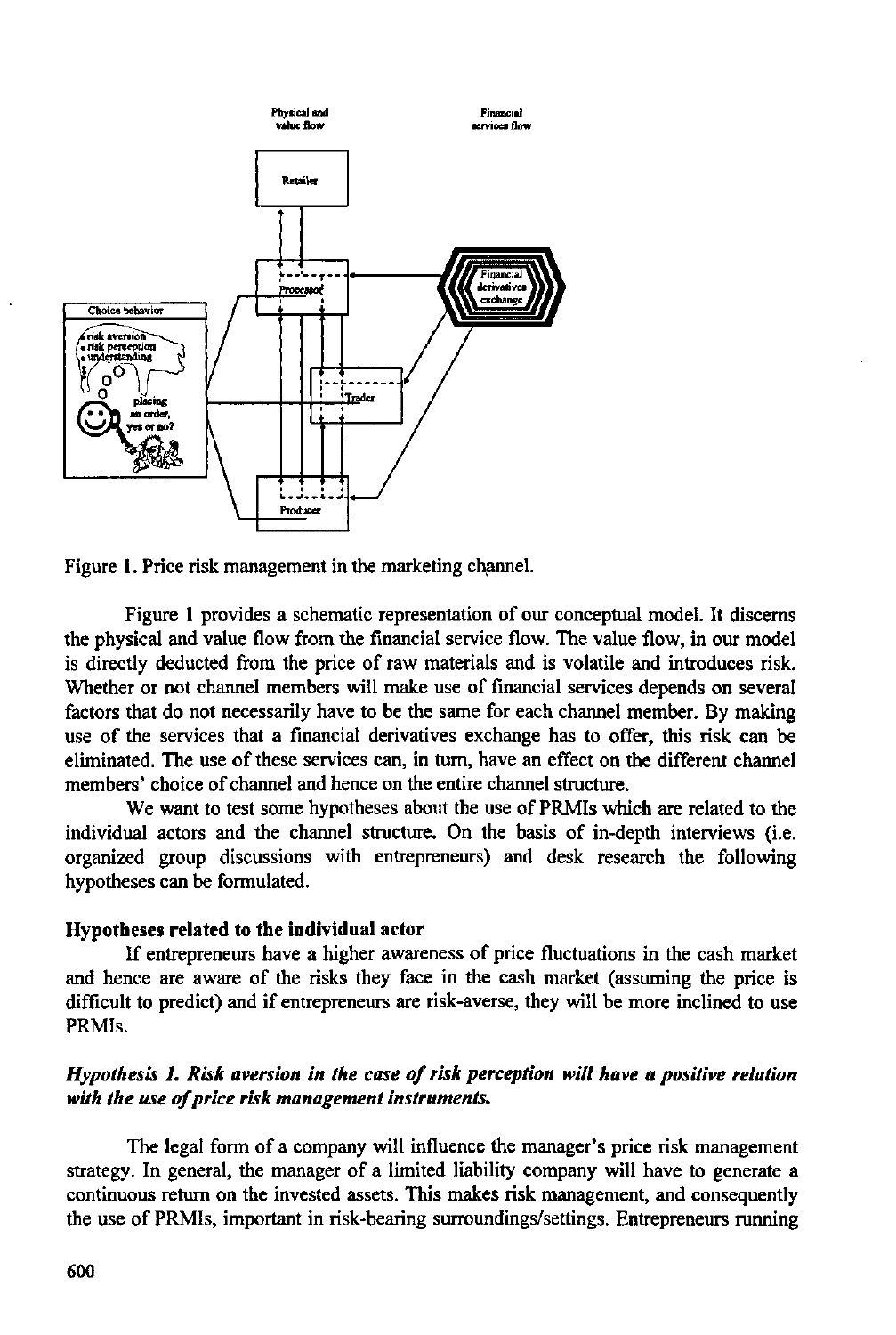Figure 1. Price risk management in the marketing channel.

Figure 1 provides a schematic representation of our conceptual model. It discerns the physical and value flow from the financial service flow. The value flow, in our model is directly deducted from the price of raw materials and is volatile and introduces risk. Whether or not channel members will make use of financial services depends on several factors that do not necessarily have to be the same for each channel member. By making use of the services that a financial derivatives exchange has to offer, this risk can be eliminated. The use of these services can, in turn, have an effect on the different channel members' choice of channel and hence on the entire channel structure.

We want to test some hypotheses about the use of PRMIs which are related to the individual actors and the channel structure. On the basis of in-depth interviews (i.e. organized group discussions with entrepreneurs) and desk research the following hypotheses can be formulated.

**Hypotheses related to the individual actor**

If entrepreneurs have a higher awareness of price fluctuations in the cash market and hence are aware of the risks they face in the cash market (assuming the price is difficult to predict) and if entrepreneurs are risk-averse, they will be more inclined to use PRMIs.

***Hypothesis 1. Risk aversion in the case of risk perception will have a positive relation with the use of price risk management instruments.***

The legal form of a company will influence the manager's price risk management strategy. In general, the manager of a limited liability company will have to generate a continuous return on the invested assets. This makes risk management, and consequently the use of PRMIs, important in risk-bearing surroundings/settings. Entrepreneurs running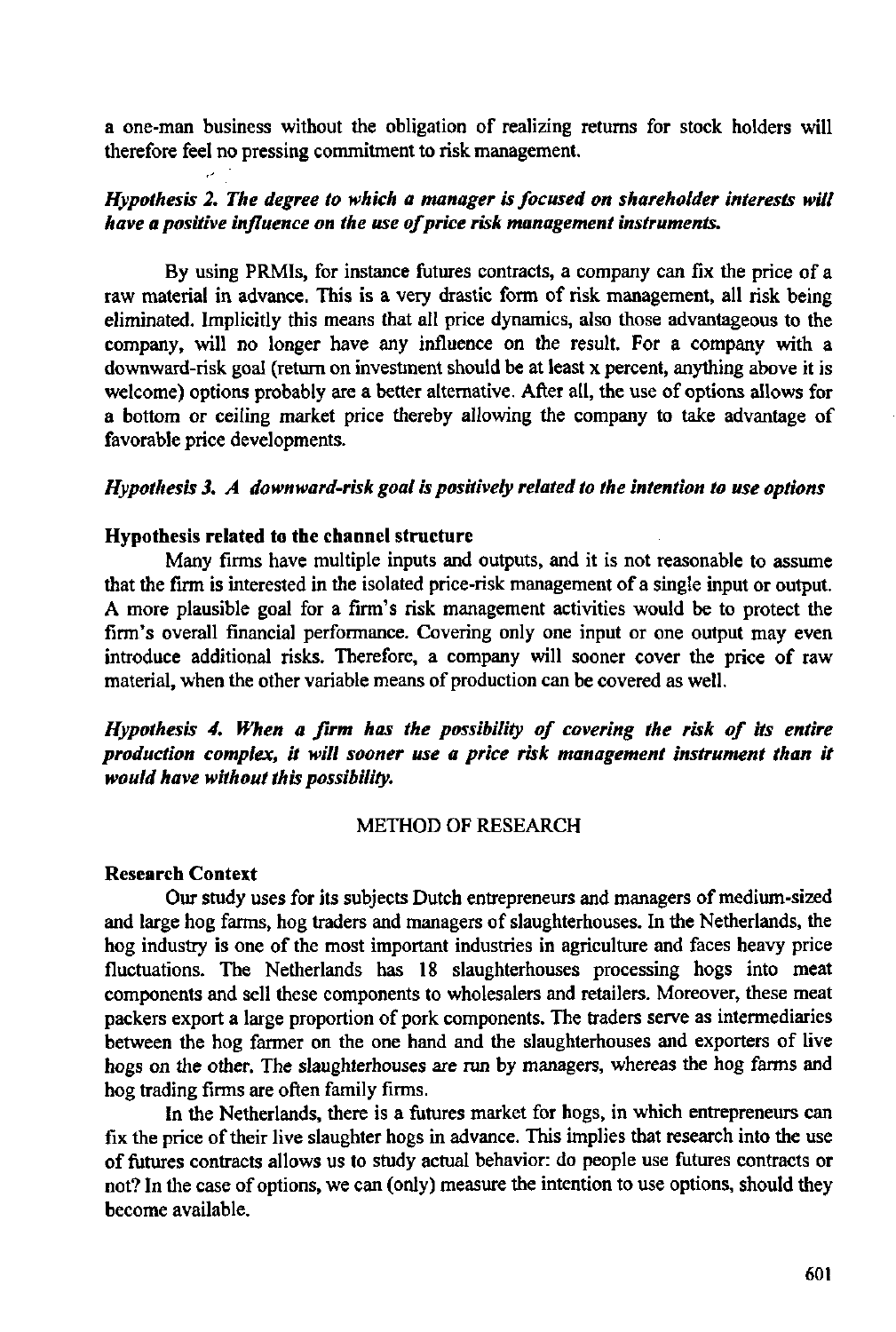a one-man business without the obligation of realizing returns for stock holders will therefore feel no pressing commitment to risk management.

***Hypothesis 2. The degree to which a manager is focused on shareholder interests will have a positive influence on the use of price risk management instruments.***

By using PRMIs, for instance futures contracts, a company can fix the price of a raw material in advance. This is a very drastic form of risk management, all risk being eliminated. Implicitly this means that all price dynamics, also those advantageous to the company, will no longer have any influence on the result. For a company with a downward-risk goal (return on investment should be at least x percent, anything above it is welcome) options probably are a better alternative. After all, the use of options allows for a bottom or ceiling market price thereby allowing the company to take advantage of favorable price developments.

***Hypothesis 3. A downward-risk goal is positively related to the intention to use options***

**Hypothesis related to the channel structure**

Many firms have multiple inputs and outputs, and it is not reasonable to assume that the firm is interested in the isolated price-risk management of a single input or output. A more plausible goal for a firm's risk management activities would be to protect the firm's overall financial performance. Covering only one input or one output may even introduce additional risks. Therefore, a company will sooner cover the price of raw material, when the other variable means of production can be covered as well.

***Hypothesis 4. When a firm has the possibility of covering the risk of its entire production complex, it will sooner use a price risk management instrument than it would have without this possibility.***

## METHOD OF RESEARCH

**Research Context**

Our study uses for its subjects Dutch entrepreneurs and managers of medium-sized and large hog farms, hog traders and managers of slaughterhouses. In the Netherlands, the hog industry is one of the most important industries in agriculture and faces heavy price fluctuations. The Netherlands has 18 slaughterhouses processing hogs into meat components and sell these components to wholesalers and retailers. Moreover, these meat packers export a large proportion of pork components. The traders serve as intermediaries between the hog farmer on the one hand and the slaughterhouses and exporters of live hogs on the other. The slaughterhouses are run by managers, whereas the hog farms and hog trading firms are often family firms.

In the Netherlands, there is a futures market for hogs, in which entrepreneurs can fix the price of their live slaughter hogs in advance. This implies that research into the use of futures contracts allows us to study actual behavior: do people use futures contracts or not? In the case of options, we can (only) measure the intention to use options, should they become available.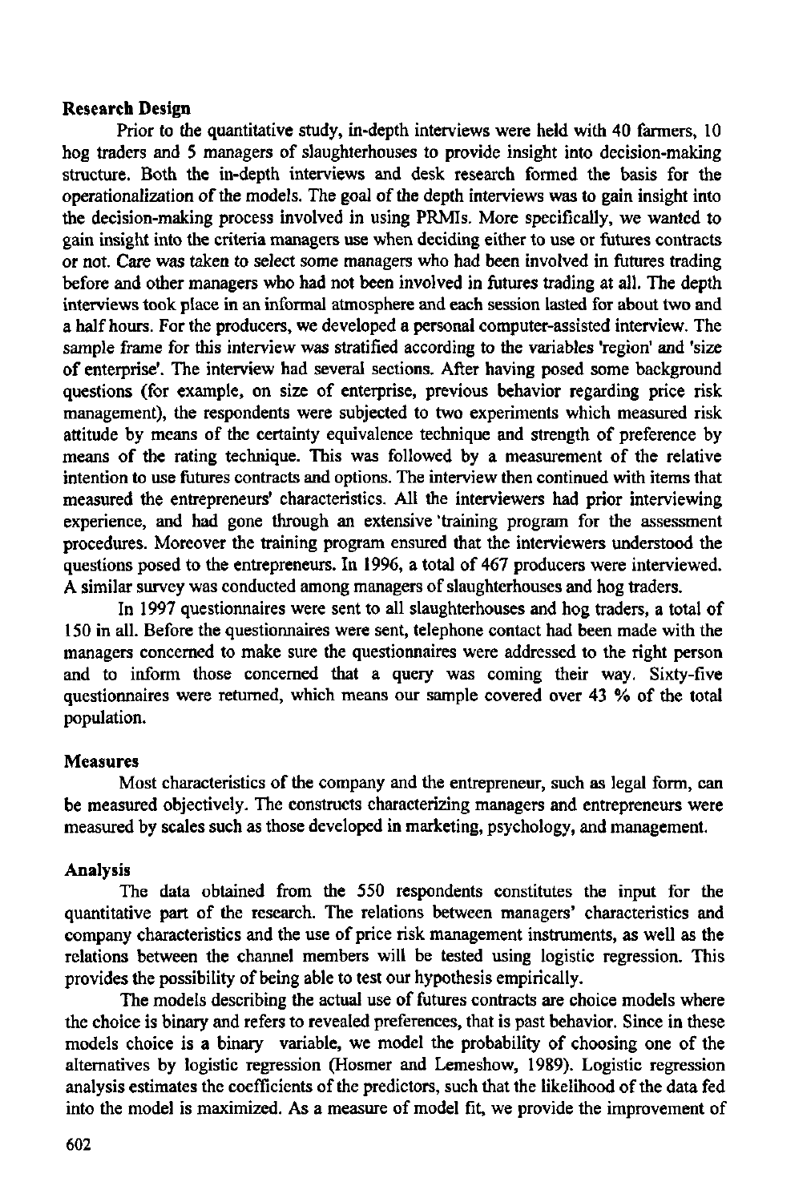### Research Design

Prior to the quantitative study, in-depth interviews were held with 40 farmers, 10 hog traders and 5 managers of slaughterhouses to provide insight into decision-making structure. Both the in-depth interviews and desk research formed the basis for the operationalization of the models. The goal of the depth interviews was to gain insight into the decision-making process involved in using PRMIs. More specifically, we wanted to gain insight into the criteria managers use when deciding either to use or futures contracts or not. Care was taken to select some managers who had been involved in futures trading before and other managers who had not been involved in futures trading at all. The depth interviews took place in an informal atmosphere and each session lasted for about two and a half hours. For the producers, we developed a personal computer-assisted interview. The sample frame for this interview was stratified according to the variables 'region' and 'size of enterprise'. The interview had several sections. After having posed some background questions (for example, on size of enterprise, previous behavior regarding price risk management), the respondents were subjected to two experiments which measured risk attitude by means of the certainty equivalence technique and strength of preference by means of the rating technique. This was followed by a measurement of the relative intention to use futures contracts and options. The interview then continued with items that measured the entrepreneurs' characteristics. All the interviewers had prior interviewing experience, and had gone through an extensive training program for the assessment procedures. Moreover the training program ensured that the interviewers understood the questions posed to the entrepreneurs. In 1996, a total of 467 producers were interviewed. A similar survey was conducted among managers of slaughterhouses and hog traders.

In 1997 questionnaires were sent to all slaughterhouses and hog traders, a total of 150 in all. Before the questionnaires were sent, telephone contact had been made with the managers concerned to make sure the questionnaires were addressed to the right person and to inform those concerned that a query was coming their way. Sixty-five questionnaires were returned, which means our sample covered over 43 % of the total population.

### Measures

Most characteristics of the company and the entrepreneur, such as legal form, can be measured objectively. The constructs characterizing managers and entrepreneurs were measured by scales such as those developed in marketing, psychology, and management.

### Analysis

The data obtained from the 550 respondents constitutes the input for the quantitative part of the research. The relations between managers' characteristics and company characteristics and the use of price risk management instruments, as well as the relations between the channel members will be tested using logistic regression. This provides the possibility of being able to test our hypothesis empirically.

The models describing the actual use of futures contracts are choice models where the choice is binary and refers to revealed preferences, that is past behavior. Since in these models choice is a binary variable, we model the probability of choosing one of the alternatives by logistic regression (Hosmer and Lemeshow, 1989). Logistic regression analysis estimates the coefficients of the predictors, such that the likelihood of the data fed into the model is maximized. As a measure of model fit, we provide the improvement of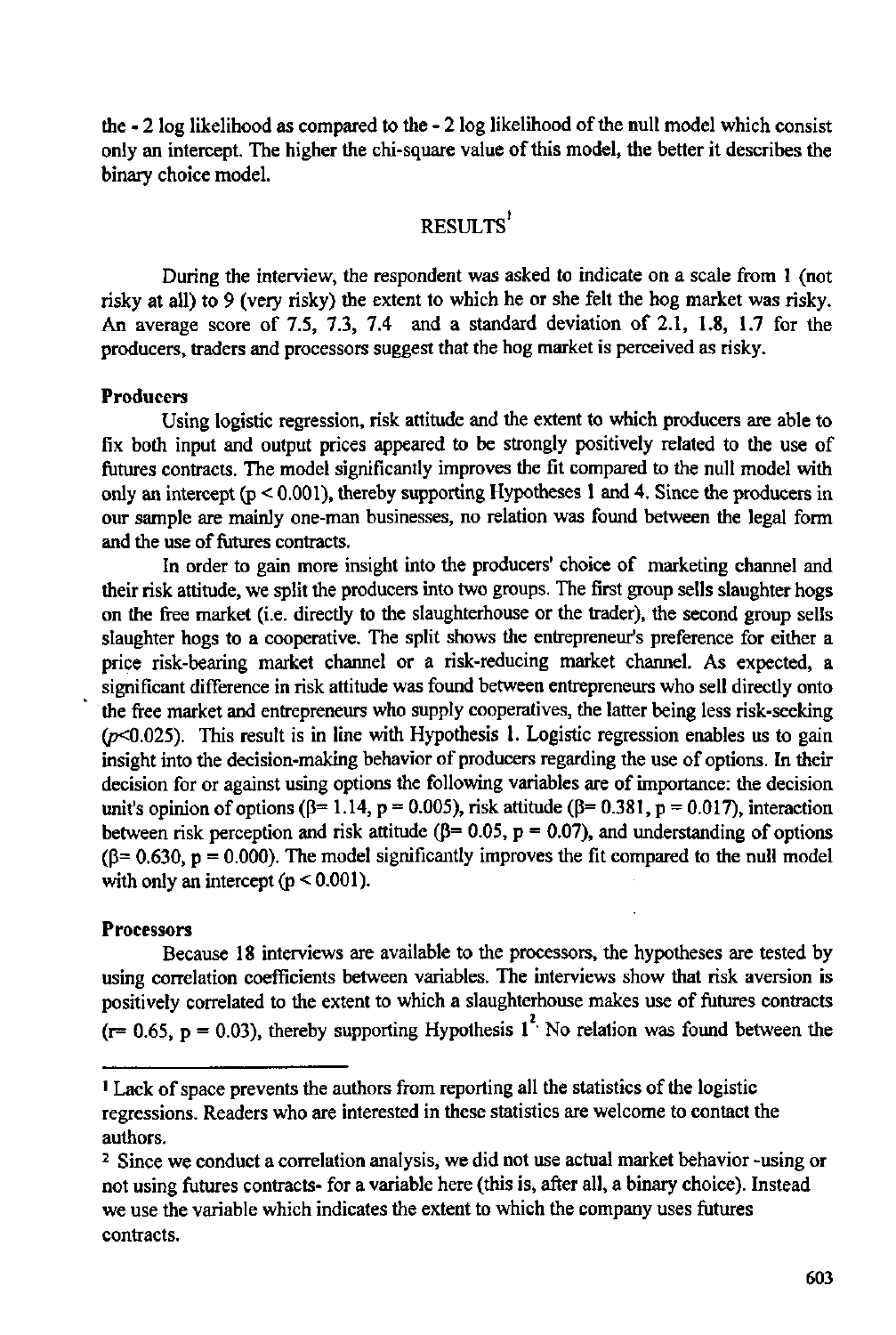the - 2 log likelihood as compared to the - 2 log likelihood of the null model which consist only an intercept. The higher the chi-square value of this model, the better it describes the binary choice model.

## RESULTS[1]

During the interview, the respondent was asked to indicate on a scale from 1 (not risky at all) to 9 (very risky) the extent to which he or she felt the hog market was risky. An average score of 7.5, 7.3, 7.4 and a standard deviation of 2.1, 1.8, 1.7 for the producers, traders and processors suggest that the hog market is perceived as risky.

### Producers

Using logistic regression, risk attitude and the extent to which producers are able to fix both input and output prices appeared to be strongly positively related to the use of futures contracts. The model significantly improves the fit compared to the null model with only an intercept ($p < 0.001$), thereby supporting Hypotheses 1 and 4. Since the producers in our sample are mainly one-man businesses, no relation was found between the legal form and the use of futures contracts.

In order to gain more insight into the producers' choice of marketing channel and their risk attitude, we split the producers into two groups. The first group sells slaughter hogs on the free market (i.e. directly to the slaughterhouse or the trader), the second group sells slaughter hogs to a cooperative. The split shows the entrepreneur's preference for either a price risk-bearing market channel or a risk-reducing market channel. As expected, a significant difference in risk attitude was found between entrepreneurs who sell directly onto the free market and entrepreneurs who supply cooperatives, the latter being less risk-seeking ($p<0.025$). This result is in line with Hypothesis 1. Logistic regression enables us to gain insight into the decision-making behavior of producers regarding the use of options. In their decision for or against using options the following variables are of importance: the decision unit's opinion of options ($\beta = 1.14$, $p = 0.005$), risk attitude ($\beta = 0.381$, $p = 0.017$), interaction between risk perception and risk attitude ($\beta = 0.05$, $p = 0.07$), and understanding of options ($\beta = 0.630$, $p = 0.000$). The model significantly improves the fit compared to the null model with only an intercept ($p < 0.001$).

### Processors

Because 18 interviews are available to the processors, the hypotheses are tested by using correlation coefficients between variables. The interviews show that risk aversion is positively correlated to the extent to which a slaughterhouse makes use of futures contracts ($r = 0.65$, $p = 0.03$), thereby supporting Hypothesis 1[2]. No relation was found between the

---

[1] Lack of space prevents the authors from reporting all the statistics of the logistic regressions. Readers who are interested in these statistics are welcome to contact the authors.

[2] Since we conduct a correlation analysis, we did not use actual market behavior -using or not using futures contracts- for a variable here (this is, after all, a binary choice). Instead we use the variable which indicates the extent to which the company uses futures contracts.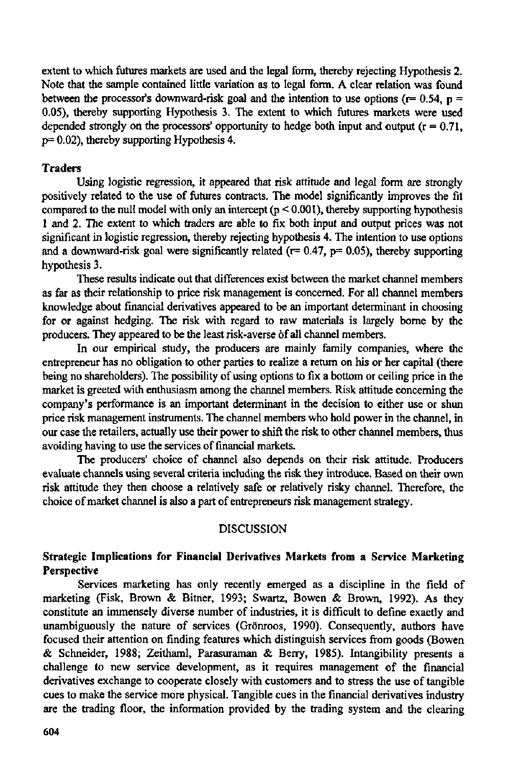extent to which futures markets are used and the legal form, thereby rejecting Hypothesis 2. Note that the sample contained little variation as to legal form. A clear relation was found between the processor's downward-risk goal and the intention to use options ($r= 0.54$, $p = 0.05$), thereby supporting Hypothesis 3. The extent to which futures markets were used depended strongly on the processors' opportunity to hedge both input and output ($r = 0.71$, $p= 0.02$), thereby supporting Hypothesis 4.

### Traders

Using logistic regression, it appeared that risk attitude and legal form are strongly positively related to the use of futures contracts. The model significantly improves the fit compared to the null model with only an intercept ($p < 0.001$), thereby supporting hypothesis 1 and 2. The extent to which traders are able to fix both input and output prices was not significant in logistic regression, thereby rejecting hypothesis 4. The intention to use options and a downward-risk goal were significantly related ($r= 0.47$, $p= 0.05$), thereby supporting hypothesis 3.

These results indicate out that differences exist between the market channel members as far as their relationship to price risk management is concerned. For all channel members knowledge about financial derivatives appeared to be an important determinant in choosing for or against hedging. The risk with regard to raw materials is largely borne by the producers. They appeared to be the least risk-averse of all channel members.

In our empirical study, the producers are mainly family companies, where the entrepreneur has no obligation to other parties to realize a return on his or her capital (there being no shareholders). The possibility of using options to fix a bottom or ceiling price in the market is greeted with enthusiasm among the channel members. Risk attitude concerning the company's performance is an important determinant in the decision to either use or shun price risk management instruments. The channel members who hold power in the channel, in our case the retailers, actually use their power to shift the risk to other channel members, thus avoiding having to use the services of financial markets.

The producers' choice of channel also depends on their risk attitude. Producers evaluate channels using several criteria including the risk they introduce. Based on their own risk attitude they then choose a relatively safe or relatively risky channel. Therefore, the choice of market channel is also a part of entrepreneurs risk management strategy.

## DISCUSSION

### Strategic Implications for Financial Derivatives Markets from a Service Marketing Perspective

Services marketing has only recently emerged as a discipline in the field of marketing (Fisk, Brown & Bitner, 1993; Swartz, Bowen & Brown, 1992). As they constitute an immensely diverse number of industries, it is difficult to define exactly and unambiguously the nature of services (Grönroos, 1990). Consequently, authors have focused their attention on finding features which distinguish services from goods (Bowen & Schneider, 1988; Zeithaml, Parasuraman & Berry, 1985). Intangibility presents a challenge to new service development, as it requires management of the financial derivatives exchange to cooperate closely with customers and to stress the use of tangible cues to make the service more physical. Tangible cues in the financial derivatives industry are the trading floor, the information provided by the trading system and the clearing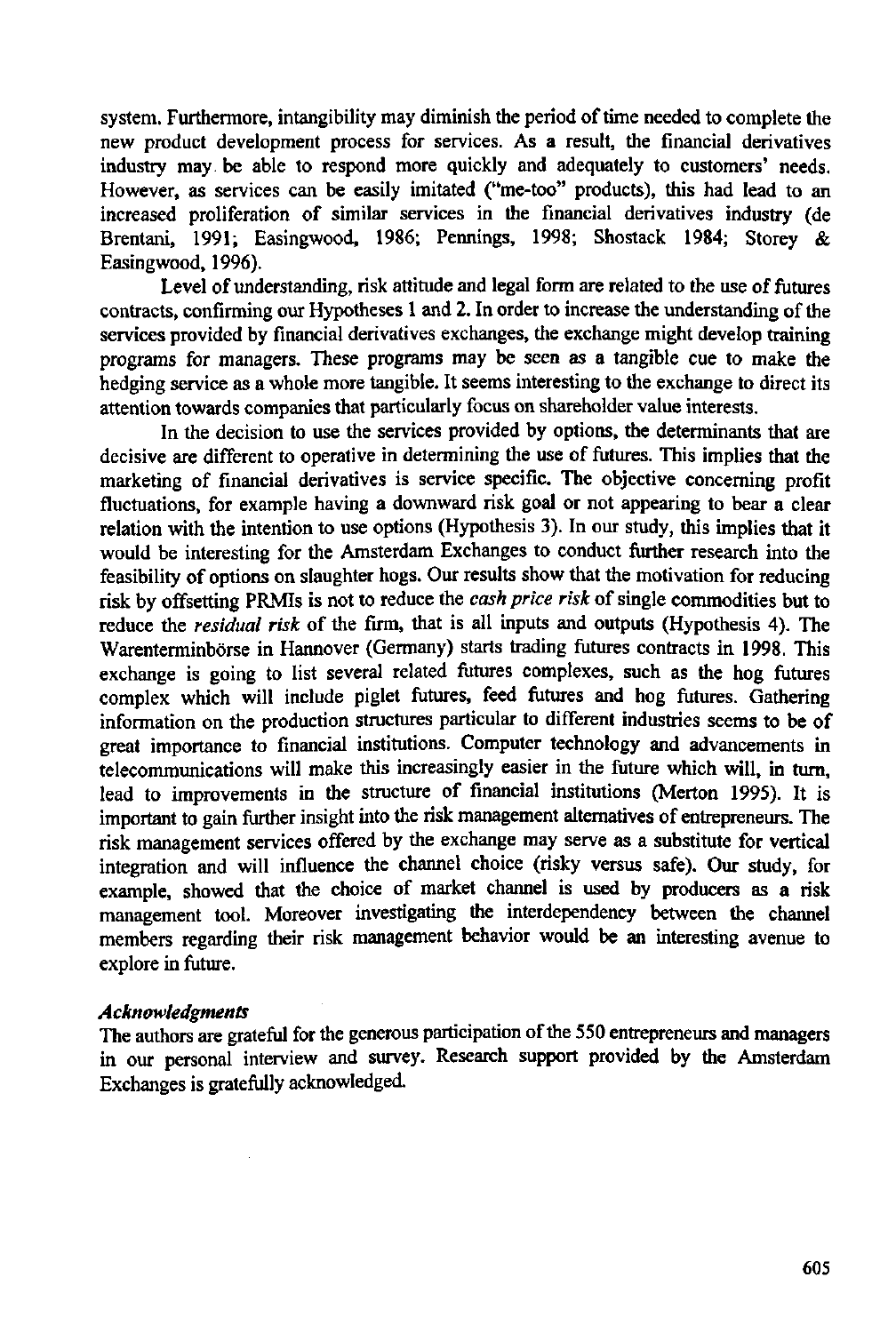system. Furthermore, intangibility may diminish the period of time needed to complete the new product development process for services. As a result, the financial derivatives industry may be able to respond more quickly and adequately to customers' needs. However, as services can be easily imitated ("me-too" products), this had lead to an increased proliferation of similar services in the financial derivatives industry (de Brentani, 1991; Easingwood, 1986; Pennings, 1998; Shostack 1984; Storey & Easingwood, 1996).

Level of understanding, risk attitude and legal form are related to the use of futures contracts, confirming our Hypotheses 1 and 2. In order to increase the understanding of the services provided by financial derivatives exchanges, the exchange might develop training programs for managers. These programs may be seen as a tangible cue to make the hedging service as a whole more tangible. It seems interesting to the exchange to direct its attention towards companies that particularly focus on shareholder value interests.

In the decision to use the services provided by options, the determinants that are decisive are different to operative in determining the use of futures. This implies that the marketing of financial derivatives is service specific. The objective concerning profit fluctuations, for example having a downward risk goal or not appearing to bear a clear relation with the intention to use options (Hypothesis 3). In our study, this implies that it would be interesting for the Amsterdam Exchanges to conduct further research into the feasibility of options on slaughter hogs. Our results show that the motivation for reducing risk by offsetting PRMIs is not to reduce the *cash price risk* of single commodities but to reduce the *residual risk* of the firm, that is all inputs and outputs (Hypothesis 4). The Warenterminbörse in Hannover (Germany) starts trading futures contracts in 1998. This exchange is going to list several related futures complexes, such as the hog futures complex which will include piglet futures, feed futures and hog futures. Gathering information on the production structures particular to different industries seems to be of great importance to financial institutions. Computer technology and advancements in telecommunications will make this increasingly easier in the future which will, in turn, lead to improvements in the structure of financial institutions (Merton 1995). It is important to gain further insight into the risk management alternatives of entrepreneurs. The risk management services offered by the exchange may serve as a substitute for vertical integration and will influence the channel choice (risky versus safe). Our study, for example, showed that the choice of market channel is used by producers as a risk management tool. Moreover investigating the interdependency between the channel members regarding their risk management behavior would be an interesting avenue to explore in future.

### *Acknowledgments*

The authors are grateful for the generous participation of the 550 entrepreneurs and managers in our personal interview and survey. Research support provided by the Amsterdam Exchanges is gratefully acknowledged.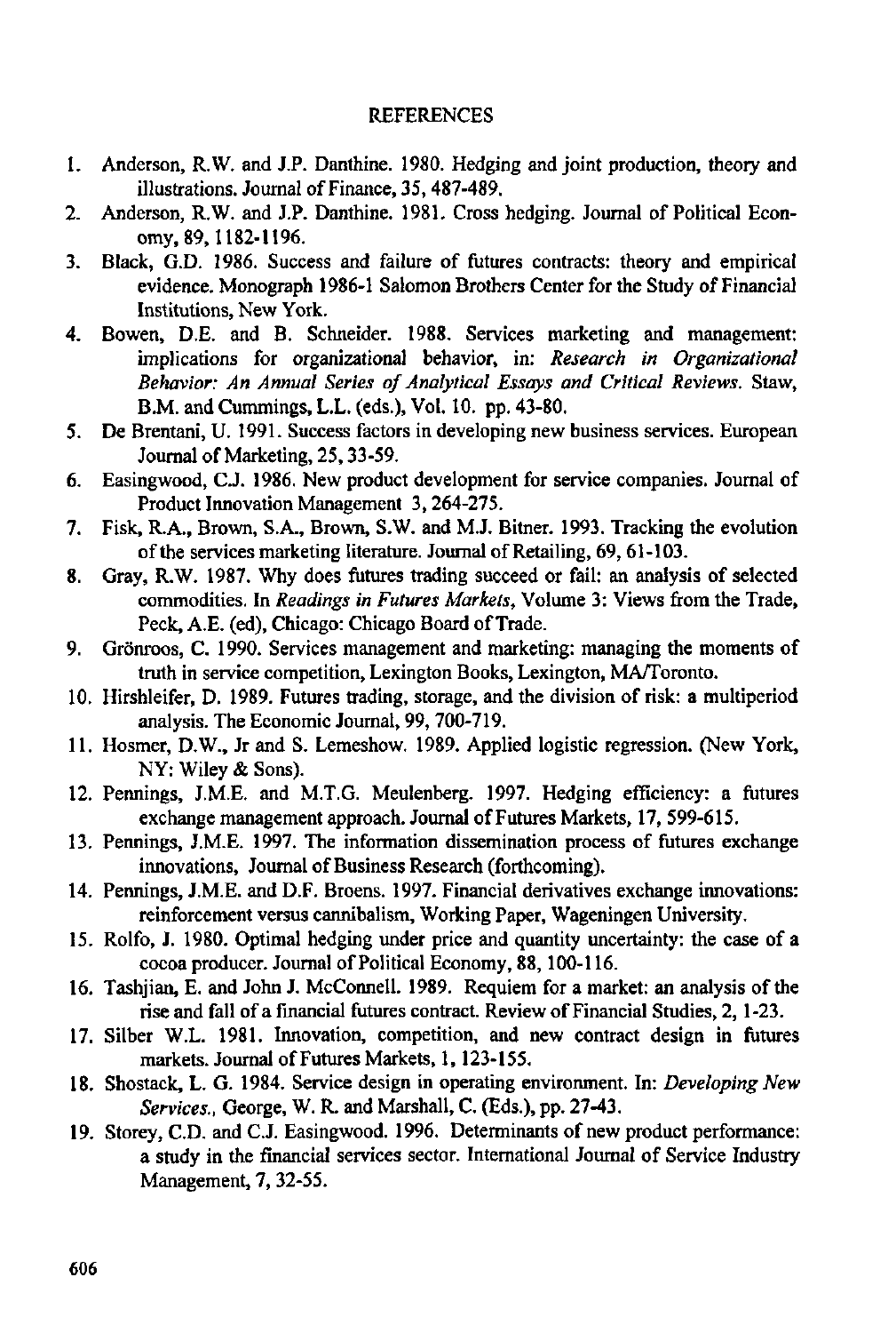## REFERENCES

1. Anderson, R.W. and J.P. Danthine. 1980. Hedging and joint production, theory and illustrations. Journal of Finance, 35, 487-489.
2. Anderson, R.W. and J.P. Danthine. 1981. Cross hedging. Journal of Political Economy, 89, 1182-1196.
3. Black, G.D. 1986. Success and failure of futures contracts: theory and empirical evidence. Monograph 1986-1 Salomon Brothers Center for the Study of Financial Institutions, New York.
4. Bowen, D.E. and B. Schneider. 1988. Services marketing and management: implications for organizational behavior, in: *Research in Organizational Behavior: An Annual Series of Analytical Essays and Critical Reviews.* Staw, B.M. and Cummings, L.L. (eds.), Vol. 10. pp. 43-80.
5. De Brentani, U. 1991. Success factors in developing new business services. European Journal of Marketing, 25, 33-59.
6. Easingwood, C.J. 1986. New product development for service companies. Journal of Product Innovation Management 3, 264-275.
7. Fisk, R.A., Brown, S.A., Brown, S.W. and M.J. Bitner. 1993. Tracking the evolution of the services marketing literature. Journal of Retailing, 69, 61-103.
8. Gray, R.W. 1987. Why does futures trading succeed or fail: an analysis of selected commodities. In *Readings in Futures Markets*, Volume 3: Views from the Trade, Peck, A.E. (ed), Chicago: Chicago Board of Trade.
9. Grönroos, C. 1990. Services management and marketing: managing the moments of truth in service competition, Lexington Books, Lexington, MA/Toronto.
10. Hirshleifer, D. 1989. Futures trading, storage, and the division of risk: a multiperiod analysis. The Economic Journal, 99, 700-719.
11. Hosmer, D.W., Jr and S. Lemeshow. 1989. Applied logistic regression. (New York, NY: Wiley & Sons).
12. Pennings, J.M.E. and M.T.G. Meulenberg. 1997. Hedging efficiency: a futures exchange management approach. Journal of Futures Markets, 17, 599-615.
13. Pennings, J.M.E. 1997. The information dissemination process of futures exchange innovations, Journal of Business Research (forthcoming).
14. Pennings, J.M.E. and D.F. Broens. 1997. Financial derivatives exchange innovations: reinforcement versus cannibalism, Working Paper, Wageningen University.
15. Rolfo, J. 1980. Optimal hedging under price and quantity uncertainty: the case of a cocoa producer. Journal of Political Economy, 88, 100-116.
16. Tashjian, E. and John J. McConnell. 1989. Requiem for a market: an analysis of the rise and fall of a financial futures contract. Review of Financial Studies, 2, 1-23.
17. Silber W.L. 1981. Innovation, competition, and new contract design in futures markets. Journal of Futures Markets, 1, 123-155.
18. Shostack, L. G. 1984. Service design in operating environment. In: *Developing New Services.*, George, W. R. and Marshall, C. (Eds.), pp. 27-43.
19. Storey, C.D. and C.J. Easingwood. 1996. Determinants of new product performance: a study in the financial services sector. International Journal of Service Industry Management, 7, 32-55.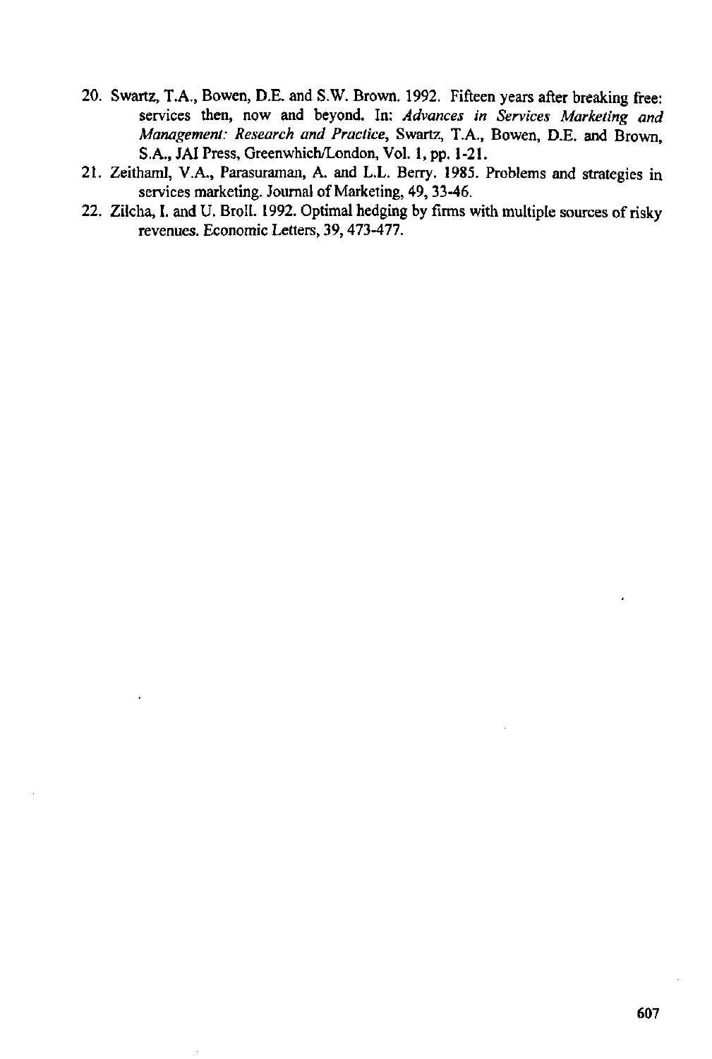20. Swartz, T.A., Bowen, D.E. and S.W. Brown. 1992. Fifteen years after breaking free: services then, now and beyond. In: *Advances in Services Marketing and Management: Research and Practice*, Swartz, T.A., Bowen, D.E. and Brown, S.A., JAI Press, Greenwhich/London, Vol. 1, pp. 1-21.
21. Zeithaml, V.A., Parasuraman, A. and L.L. Berry. 1985. Problems and strategies in services marketing. Journal of Marketing, 49, 33-46.
22. Zilcha, I. and U. Broll. 1992. Optimal hedging by firms with multiple sources of risky revenues. Economic Letters, 39, 473-477.